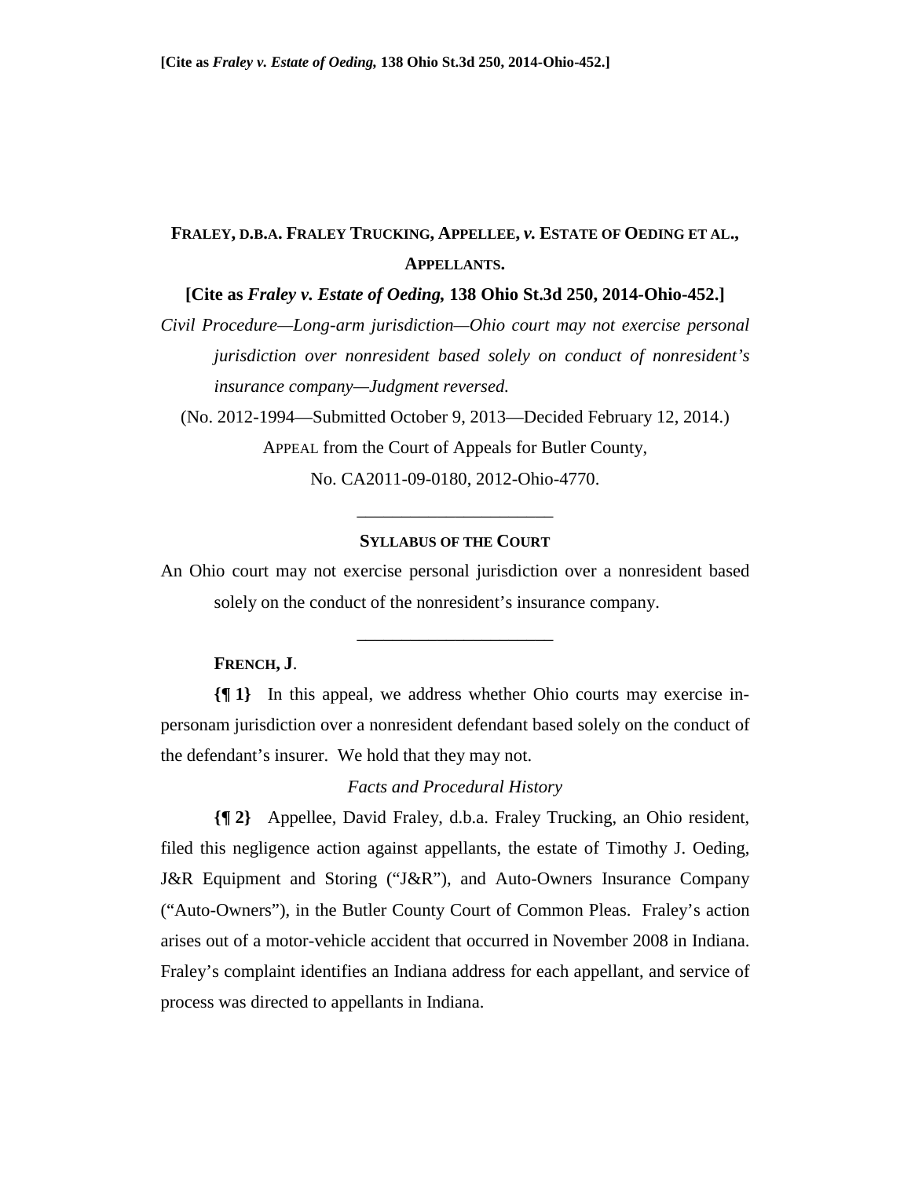**FRALEY, D.B.A. FRALEY TRUCKING, APPELLEE, *v.* ESTATE OF OEDING ET AL., APPELLANTS.**

**[Cite as *Fraley v. Estate of Oeding,* 138 Ohio St.3d 250, 2014-Ohio-452.]**

*Civil Procedure—Long-arm jurisdiction—Ohio court may not exercise personal jurisdiction over nonresident based solely on conduct of nonresident's insurance company—Judgment reversed.*

(No. 2012-1994—Submitted October 9, 2013—Decided February 12, 2014.)

APPEAL from the Court of Appeals for Butler County,

No. CA2011-09-0180, 2012-Ohio-4770.

---

**SYLLABUS OF THE COURT**

An Ohio court may not exercise personal jurisdiction over a nonresident based solely on the conduct of the nonresident's insurance company.

---

**FRENCH, J.**

**{¶ 1}** In this appeal, we address whether Ohio courts may exercise in-personam jurisdiction over a nonresident defendant based solely on the conduct of the defendant's insurer. We hold that they may not.

*Facts and Procedural History*

**{¶ 2}** Appellee, David Fraley, d.b.a. Fraley Trucking, an Ohio resident, filed this negligence action against appellants, the estate of Timothy J. Oeding, J&R Equipment and Storing ("J&R"), and Auto-Owners Insurance Company ("Auto-Owners"), in the Butler County Court of Common Pleas. Fraley's action arises out of a motor-vehicle accident that occurred in November 2008 in Indiana. Fraley's complaint identifies an Indiana address for each appellant, and service of process was directed to appellants in Indiana.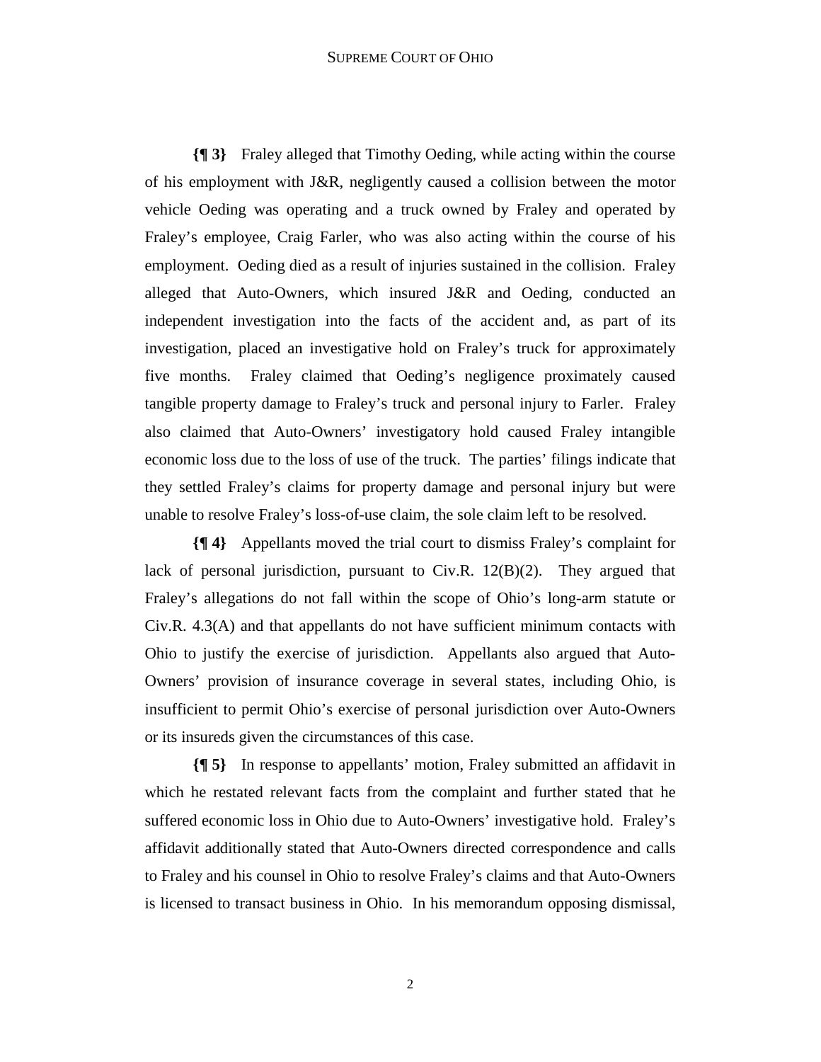**{¶ 3}** Fraley alleged that Timothy Oeding, while acting within the course of his employment with J&R, negligently caused a collision between the motor vehicle Oeding was operating and a truck owned by Fraley and operated by Fraley's employee, Craig Farler, who was also acting within the course of his employment. Oeding died as a result of injuries sustained in the collision. Fraley alleged that Auto-Owners, which insured J&R and Oeding, conducted an independent investigation into the facts of the accident and, as part of its investigation, placed an investigative hold on Fraley's truck for approximately five months. Fraley claimed that Oeding's negligence proximately caused tangible property damage to Fraley's truck and personal injury to Farler. Fraley also claimed that Auto-Owners' investigatory hold caused Fraley intangible economic loss due to the loss of use of the truck. The parties' filings indicate that they settled Fraley's claims for property damage and personal injury but were unable to resolve Fraley's loss-of-use claim, the sole claim left to be resolved.

**{¶ 4}** Appellants moved the trial court to dismiss Fraley's complaint for lack of personal jurisdiction, pursuant to Civ.R. 12(B)(2). They argued that Fraley's allegations do not fall within the scope of Ohio's long-arm statute or Civ.R. 4.3(A) and that appellants do not have sufficient minimum contacts with Ohio to justify the exercise of jurisdiction. Appellants also argued that Auto-Owners' provision of insurance coverage in several states, including Ohio, is insufficient to permit Ohio's exercise of personal jurisdiction over Auto-Owners or its insureds given the circumstances of this case.

**{¶ 5}** In response to appellants' motion, Fraley submitted an affidavit in which he restated relevant facts from the complaint and further stated that he suffered economic loss in Ohio due to Auto-Owners' investigative hold. Fraley's affidavit additionally stated that Auto-Owners directed correspondence and calls to Fraley and his counsel in Ohio to resolve Fraley's claims and that Auto-Owners is licensed to transact business in Ohio. In his memorandum opposing dismissal,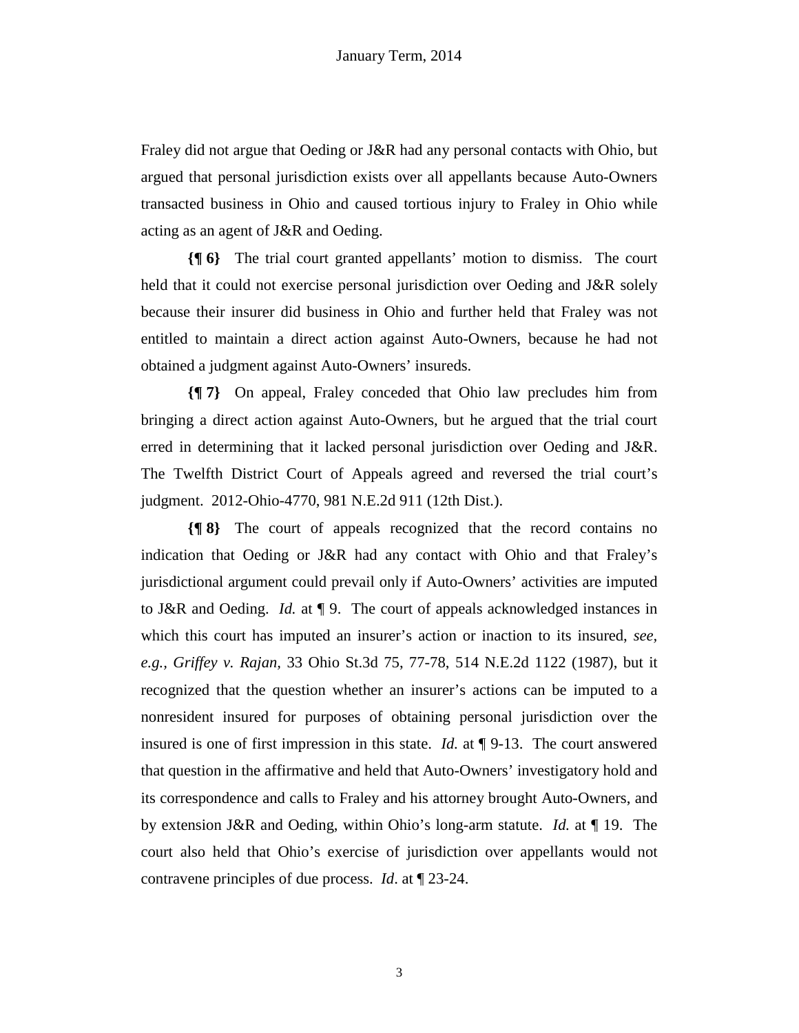Fraley did not argue that Oeding or J&R had any personal contacts with Ohio, but argued that personal jurisdiction exists over all appellants because Auto-Owners transacted business in Ohio and caused tortious injury to Fraley in Ohio while acting as an agent of J&R and Oeding.

**{¶ 6}** The trial court granted appellants' motion to dismiss. The court held that it could not exercise personal jurisdiction over Oeding and J&R solely because their insurer did business in Ohio and further held that Fraley was not entitled to maintain a direct action against Auto-Owners, because he had not obtained a judgment against Auto-Owners' insureds.

**{¶ 7}** On appeal, Fraley conceded that Ohio law precludes him from bringing a direct action against Auto-Owners, but he argued that the trial court erred in determining that it lacked personal jurisdiction over Oeding and J&R. The Twelfth District Court of Appeals agreed and reversed the trial court's judgment. 2012-Ohio-4770, 981 N.E.2d 911 (12th Dist.).

**{¶ 8}** The court of appeals recognized that the record contains no indication that Oeding or J&R had any contact with Ohio and that Fraley's jurisdictional argument could prevail only if Auto-Owners' activities are imputed to J&R and Oeding. *Id.* at ¶ 9. The court of appeals acknowledged instances in which this court has imputed an insurer's action or inaction to its insured, *see, e.g.*, *Griffey v. Rajan*, 33 Ohio St.3d 75, 77-78, 514 N.E.2d 1122 (1987), but it recognized that the question whether an insurer's actions can be imputed to a nonresident insured for purposes of obtaining personal jurisdiction over the insured is one of first impression in this state. *Id.* at ¶ 9-13. The court answered that question in the affirmative and held that Auto-Owners' investigatory hold and its correspondence and calls to Fraley and his attorney brought Auto-Owners, and by extension J&R and Oeding, within Ohio's long-arm statute. *Id.* at ¶ 19. The court also held that Ohio's exercise of jurisdiction over appellants would not contravene principles of due process. *Id*. at ¶ 23-24.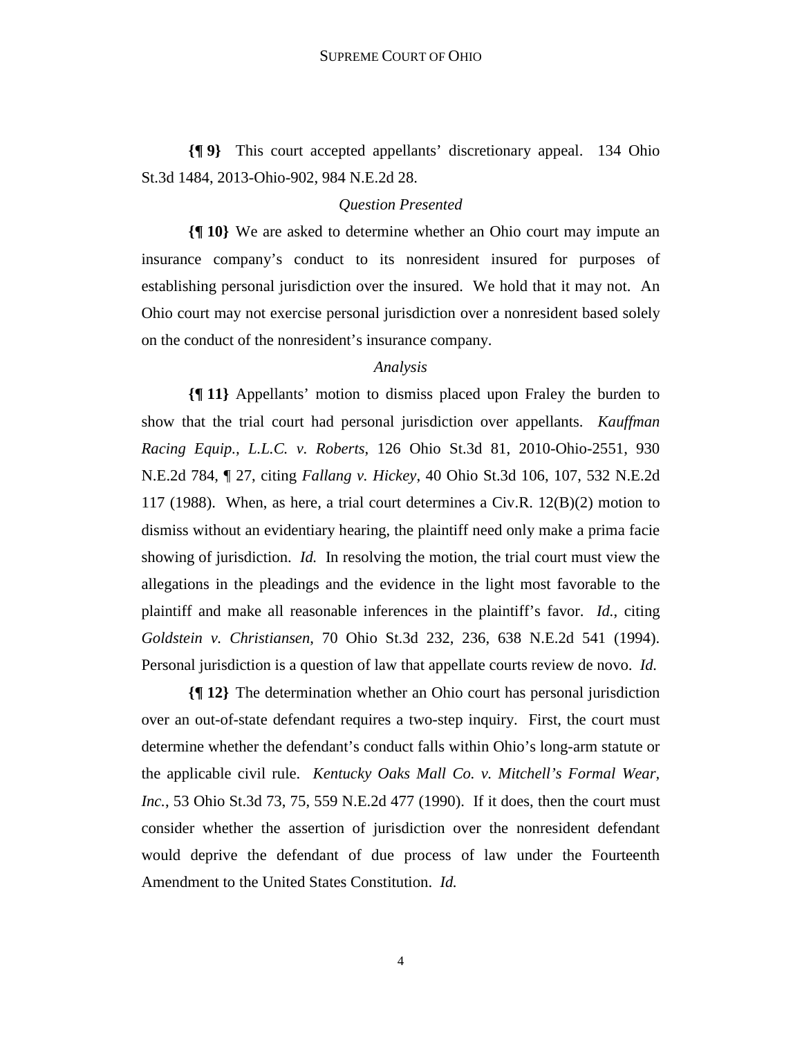**{¶ 9}** This court accepted appellants' discretionary appeal. 134 Ohio St.3d 1484, 2013-Ohio-902, 984 N.E.2d 28.

*Question Presented*

**{¶ 10}** We are asked to determine whether an Ohio court may impute an insurance company's conduct to its nonresident insured for purposes of establishing personal jurisdiction over the insured. We hold that it may not. An Ohio court may not exercise personal jurisdiction over a nonresident based solely on the conduct of the nonresident's insurance company.

*Analysis*

**{¶ 11}** Appellants' motion to dismiss placed upon Fraley the burden to show that the trial court had personal jurisdiction over appellants. *Kauffman Racing Equip., L.L.C. v. Roberts*, 126 Ohio St.3d 81, 2010-Ohio-2551, 930 N.E.2d 784, ¶ 27, citing *Fallang v. Hickey*, 40 Ohio St.3d 106, 107, 532 N.E.2d 117 (1988). When, as here, a trial court determines a Civ.R. 12(B)(2) motion to dismiss without an evidentiary hearing, the plaintiff need only make a prima facie showing of jurisdiction. *Id.* In resolving the motion, the trial court must view the allegations in the pleadings and the evidence in the light most favorable to the plaintiff and make all reasonable inferences in the plaintiff's favor. *Id.*, citing *Goldstein v. Christiansen*, 70 Ohio St.3d 232, 236, 638 N.E.2d 541 (1994). Personal jurisdiction is a question of law that appellate courts review de novo. *Id.*

**{¶ 12}** The determination whether an Ohio court has personal jurisdiction over an out-of-state defendant requires a two-step inquiry. First, the court must determine whether the defendant's conduct falls within Ohio's long-arm statute or the applicable civil rule. *Kentucky Oaks Mall Co. v. Mitchell's Formal Wear, Inc.*, 53 Ohio St.3d 73, 75, 559 N.E.2d 477 (1990). If it does, then the court must consider whether the assertion of jurisdiction over the nonresident defendant would deprive the defendant of due process of law under the Fourteenth Amendment to the United States Constitution. *Id.*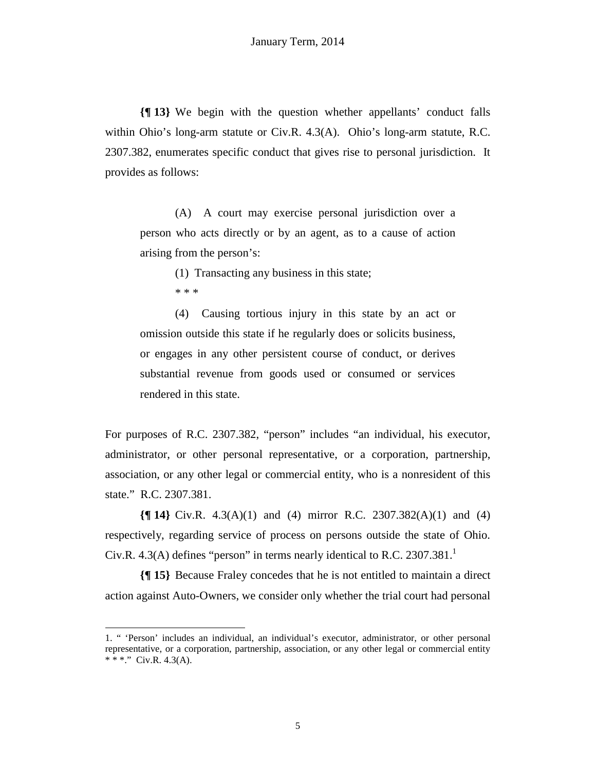**{¶ 13}** We begin with the question whether appellants' conduct falls within Ohio's long-arm statute or Civ.R. 4.3(A). Ohio's long-arm statute, R.C. 2307.382, enumerates specific conduct that gives rise to personal jurisdiction. It provides as follows:

> (A) A court may exercise personal jurisdiction over a person who acts directly or by an agent, as to a cause of action arising from the person's:
>
> (1) Transacting any business in this state;
>
> * * *
>
> (4) Causing tortious injury in this state by an act or omission outside this state if he regularly does or solicits business, or engages in any other persistent course of conduct, or derives substantial revenue from goods used or consumed or services rendered in this state.

For purposes of R.C. 2307.382, "person" includes "an individual, his executor, administrator, or other personal representative, or a corporation, partnership, association, or any other legal or commercial entity, who is a nonresident of this state." R.C. 2307.381.

**{¶ 14}** Civ.R. 4.3(A)(1) and (4) mirror R.C. 2307.382(A)(1) and (4) respectively, regarding service of process on persons outside the state of Ohio. Civ.R. 4.3(A) defines "person" in terms nearly identical to R.C. 2307.381.[1]

**{¶ 15}** Because Fraley concedes that he is not entitled to maintain a direct action against Auto-Owners, we consider only whether the trial court had personal

---

1. " 'Person' includes an individual, an individual's executor, administrator, or other personal representative, or a corporation, partnership, association, or any other legal or commercial entity * * *." Civ.R. 4.3(A).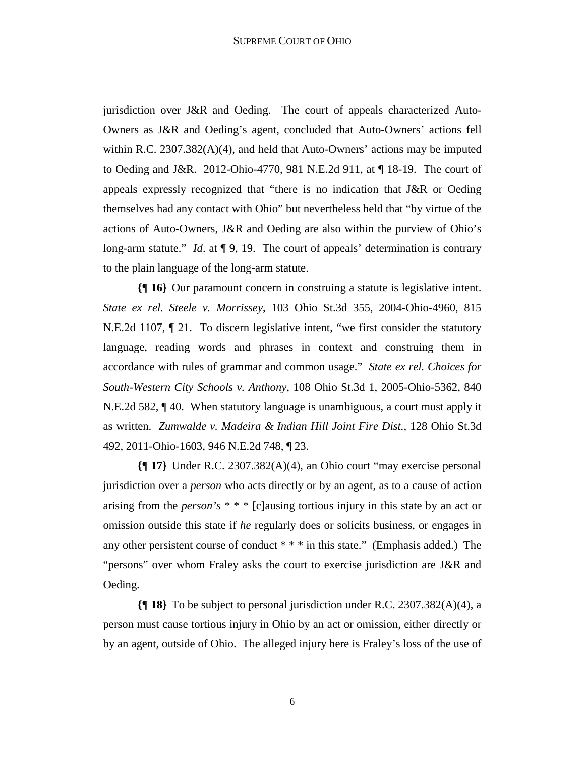jurisdiction over J&R and Oeding. The court of appeals characterized Auto-Owners as J&R and Oeding's agent, concluded that Auto-Owners' actions fell within R.C. 2307.382(A)(4), and held that Auto-Owners' actions may be imputed to Oeding and J&R. 2012-Ohio-4770, 981 N.E.2d 911, at ¶ 18-19. The court of appeals expressly recognized that "there is no indication that J&R or Oeding themselves had any contact with Ohio" but nevertheless held that "by virtue of the actions of Auto-Owners, J&R and Oeding are also within the purview of Ohio's long-arm statute." *Id*. at ¶ 9, 19. The court of appeals' determination is contrary to the plain language of the long-arm statute.

**{¶ 16}** Our paramount concern in construing a statute is legislative intent. *State ex rel. Steele v. Morrissey*, 103 Ohio St.3d 355, 2004-Ohio-4960, 815 N.E.2d 1107, ¶ 21. To discern legislative intent, "we first consider the statutory language, reading words and phrases in context and construing them in accordance with rules of grammar and common usage." *State ex rel. Choices for South-Western City Schools v. Anthony*, 108 Ohio St.3d 1, 2005-Ohio-5362, 840 N.E.2d 582, ¶ 40. When statutory language is unambiguous, a court must apply it as written. *Zumwalde v. Madeira & Indian Hill Joint Fire Dist.*, 128 Ohio St.3d 492, 2011-Ohio-1603, 946 N.E.2d 748, ¶ 23.

**{¶ 17}** Under R.C. 2307.382(A)(4), an Ohio court "may exercise personal jurisdiction over a *person* who acts directly or by an agent, as to a cause of action arising from the *person's* * * * [c]ausing tortious injury in this state by an act or omission outside this state if *he* regularly does or solicits business, or engages in any other persistent course of conduct * * * in this state." (Emphasis added.) The "persons" over whom Fraley asks the court to exercise jurisdiction are J&R and Oeding.

**{¶ 18}** To be subject to personal jurisdiction under R.C. 2307.382(A)(4), a person must cause tortious injury in Ohio by an act or omission, either directly or by an agent, outside of Ohio. The alleged injury here is Fraley's loss of the use of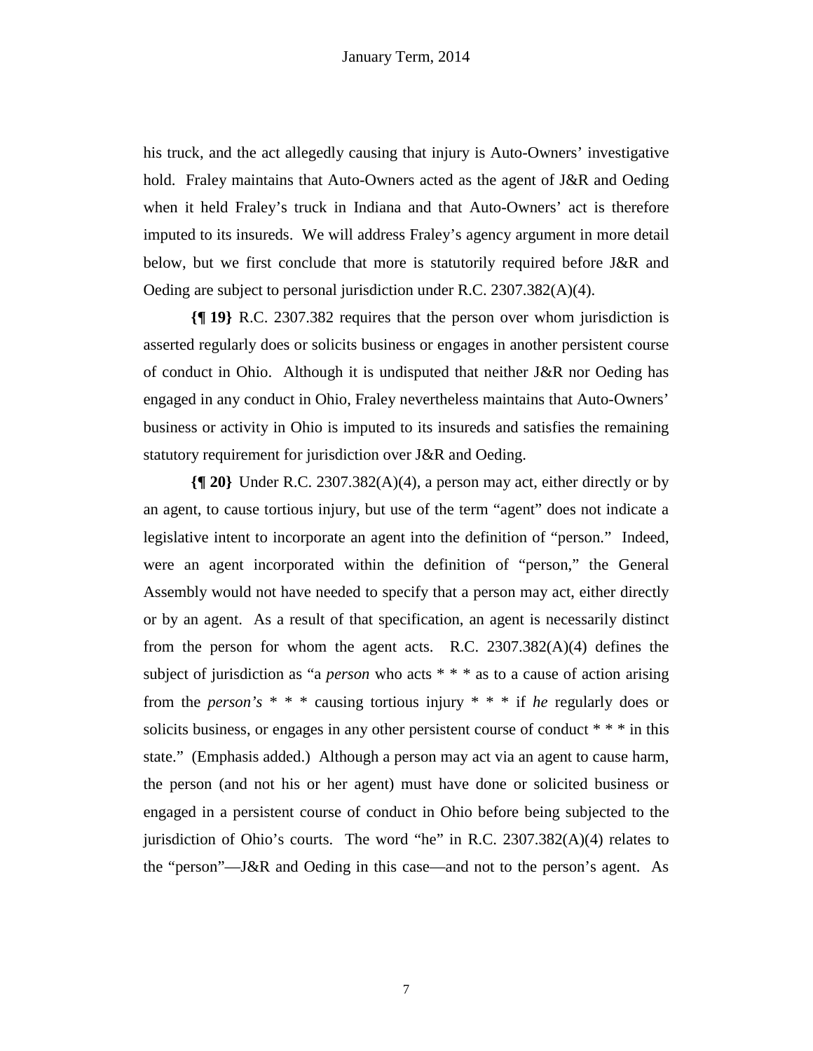his truck, and the act allegedly causing that injury is Auto-Owners' investigative hold. Fraley maintains that Auto-Owners acted as the agent of J&R and Oeding when it held Fraley's truck in Indiana and that Auto-Owners' act is therefore imputed to its insureds. We will address Fraley's agency argument in more detail below, but we first conclude that more is statutorily required before J&R and Oeding are subject to personal jurisdiction under R.C. 2307.382(A)(4).

**{¶ 19}** R.C. 2307.382 requires that the person over whom jurisdiction is asserted regularly does or solicits business or engages in another persistent course of conduct in Ohio. Although it is undisputed that neither J&R nor Oeding has engaged in any conduct in Ohio, Fraley nevertheless maintains that Auto-Owners' business or activity in Ohio is imputed to its insureds and satisfies the remaining statutory requirement for jurisdiction over J&R and Oeding.

**{¶ 20}** Under R.C. 2307.382(A)(4), a person may act, either directly or by an agent, to cause tortious injury, but use of the term "agent" does not indicate a legislative intent to incorporate an agent into the definition of "person." Indeed, were an agent incorporated within the definition of "person," the General Assembly would not have needed to specify that a person may act, either directly or by an agent. As a result of that specification, an agent is necessarily distinct from the person for whom the agent acts. R.C. 2307.382(A)(4) defines the subject of jurisdiction as "a *person* who acts * * * as to a cause of action arising from the *person's* * * * causing tortious injury * * * if *he* regularly does or solicits business, or engages in any other persistent course of conduct * * * in this state." (Emphasis added.) Although a person may act via an agent to cause harm, the person (and not his or her agent) must have done or solicited business or engaged in a persistent course of conduct in Ohio before being subjected to the jurisdiction of Ohio's courts. The word "he" in R.C. 2307.382(A)(4) relates to the "person"—J&R and Oeding in this case—and not to the person's agent. As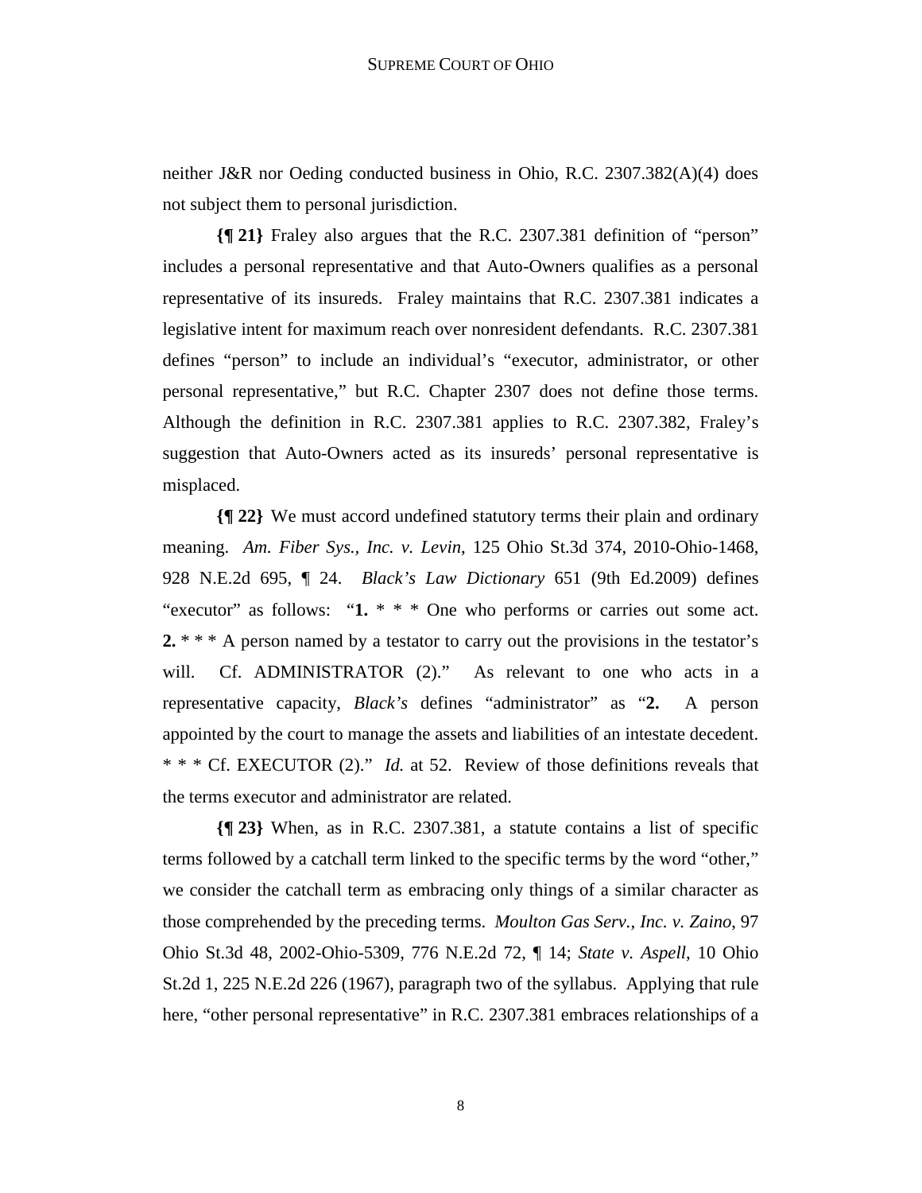neither J&R nor Oeding conducted business in Ohio, R.C. 2307.382(A)(4) does not subject them to personal jurisdiction.

**{¶ 21}** Fraley also argues that the R.C. 2307.381 definition of "person" includes a personal representative and that Auto-Owners qualifies as a personal representative of its insureds. Fraley maintains that R.C. 2307.381 indicates a legislative intent for maximum reach over nonresident defendants. R.C. 2307.381 defines "person" to include an individual's "executor, administrator, or other personal representative," but R.C. Chapter 2307 does not define those terms. Although the definition in R.C. 2307.381 applies to R.C. 2307.382, Fraley's suggestion that Auto-Owners acted as its insureds' personal representative is misplaced.

**{¶ 22}** We must accord undefined statutory terms their plain and ordinary meaning. *Am. Fiber Sys., Inc. v. Levin*, 125 Ohio St.3d 374, 2010-Ohio-1468, 928 N.E.2d 695, ¶ 24. *Black's Law Dictionary* 651 (9th Ed.2009) defines "executor" as follows: "**1.** * * * One who performs or carries out some act. **2.** * * * A person named by a testator to carry out the provisions in the testator's will. Cf. ADMINISTRATOR (2)." As relevant to one who acts in a representative capacity, *Black's* defines "administrator" as "**2.** A person appointed by the court to manage the assets and liabilities of an intestate decedent. * * * Cf. EXECUTOR (2)." *Id.* at 52. Review of those definitions reveals that the terms executor and administrator are related.

**{¶ 23}** When, as in R.C. 2307.381, a statute contains a list of specific terms followed by a catchall term linked to the specific terms by the word "other," we consider the catchall term as embracing only things of a similar character as those comprehended by the preceding terms. *Moulton Gas Serv., Inc. v. Zaino*, 97 Ohio St.3d 48, 2002-Ohio-5309, 776 N.E.2d 72, ¶ 14; *State v. Aspell*, 10 Ohio St.2d 1, 225 N.E.2d 226 (1967), paragraph two of the syllabus. Applying that rule here, "other personal representative" in R.C. 2307.381 embraces relationships of a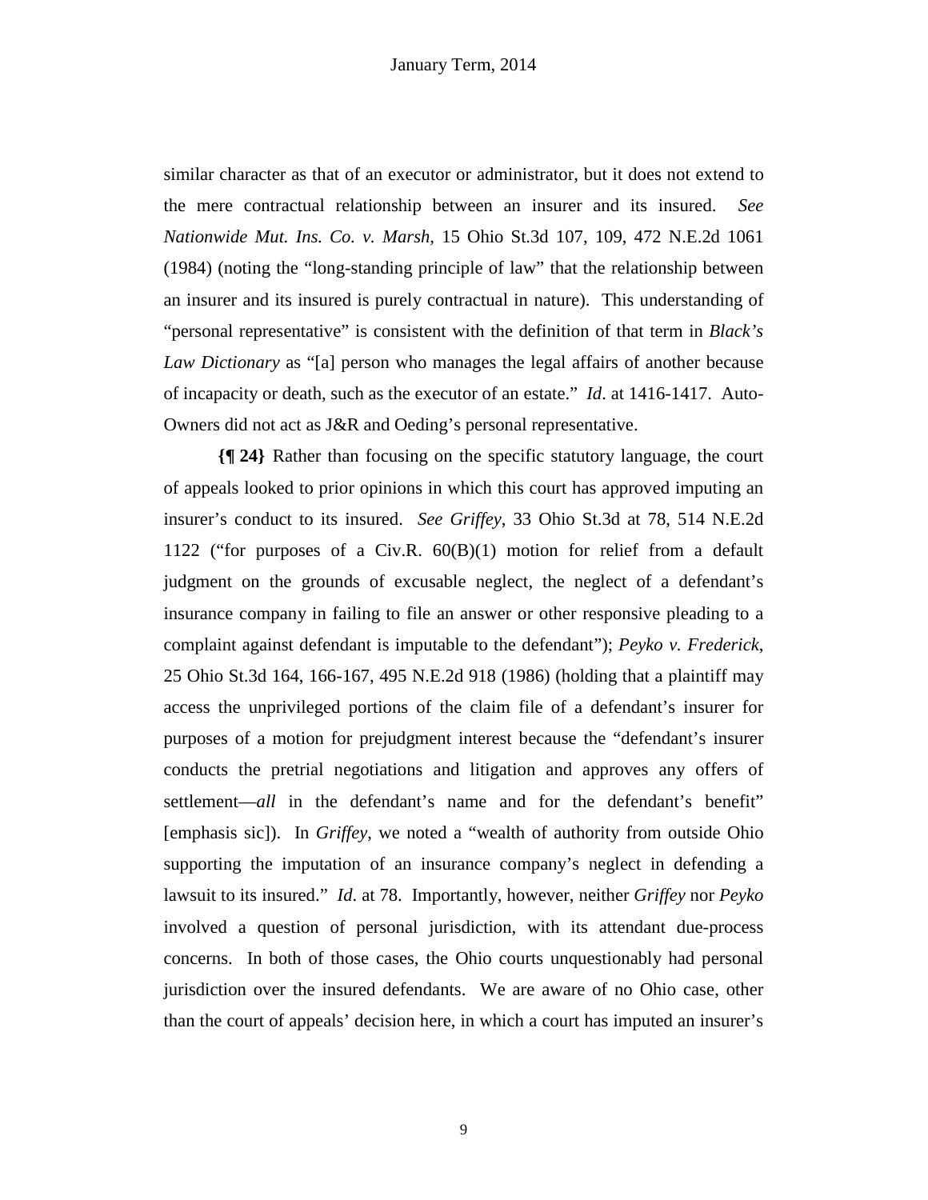similar character as that of an executor or administrator, but it does not extend to the mere contractual relationship between an insurer and its insured. *See Nationwide Mut. Ins. Co. v. Marsh*, 15 Ohio St.3d 107, 109, 472 N.E.2d 1061 (1984) (noting the "long-standing principle of law" that the relationship between an insurer and its insured is purely contractual in nature). This understanding of "personal representative" is consistent with the definition of that term in *Black's Law Dictionary* as "[a] person who manages the legal affairs of another because of incapacity or death, such as the executor of an estate." *Id*. at 1416-1417. Auto-Owners did not act as J&R and Oeding's personal representative.

**{¶ 24}** Rather than focusing on the specific statutory language, the court of appeals looked to prior opinions in which this court has approved imputing an insurer's conduct to its insured. *See Griffey*, 33 Ohio St.3d at 78, 514 N.E.2d 1122 ("for purposes of a Civ.R. 60(B)(1) motion for relief from a default judgment on the grounds of excusable neglect, the neglect of a defendant's insurance company in failing to file an answer or other responsive pleading to a complaint against defendant is imputable to the defendant"); *Peyko v. Frederick*, 25 Ohio St.3d 164, 166-167, 495 N.E.2d 918 (1986) (holding that a plaintiff may access the unprivileged portions of the claim file of a defendant's insurer for purposes of a motion for prejudgment interest because the "defendant's insurer conducts the pretrial negotiations and litigation and approves any offers of settlement—*all* in the defendant's name and for the defendant's benefit" [emphasis sic]). In *Griffey*, we noted a "wealth of authority from outside Ohio supporting the imputation of an insurance company's neglect in defending a lawsuit to its insured." *Id*. at 78. Importantly, however, neither *Griffey* nor *Peyko* involved a question of personal jurisdiction, with its attendant due-process concerns. In both of those cases, the Ohio courts unquestionably had personal jurisdiction over the insured defendants. We are aware of no Ohio case, other than the court of appeals' decision here, in which a court has imputed an insurer's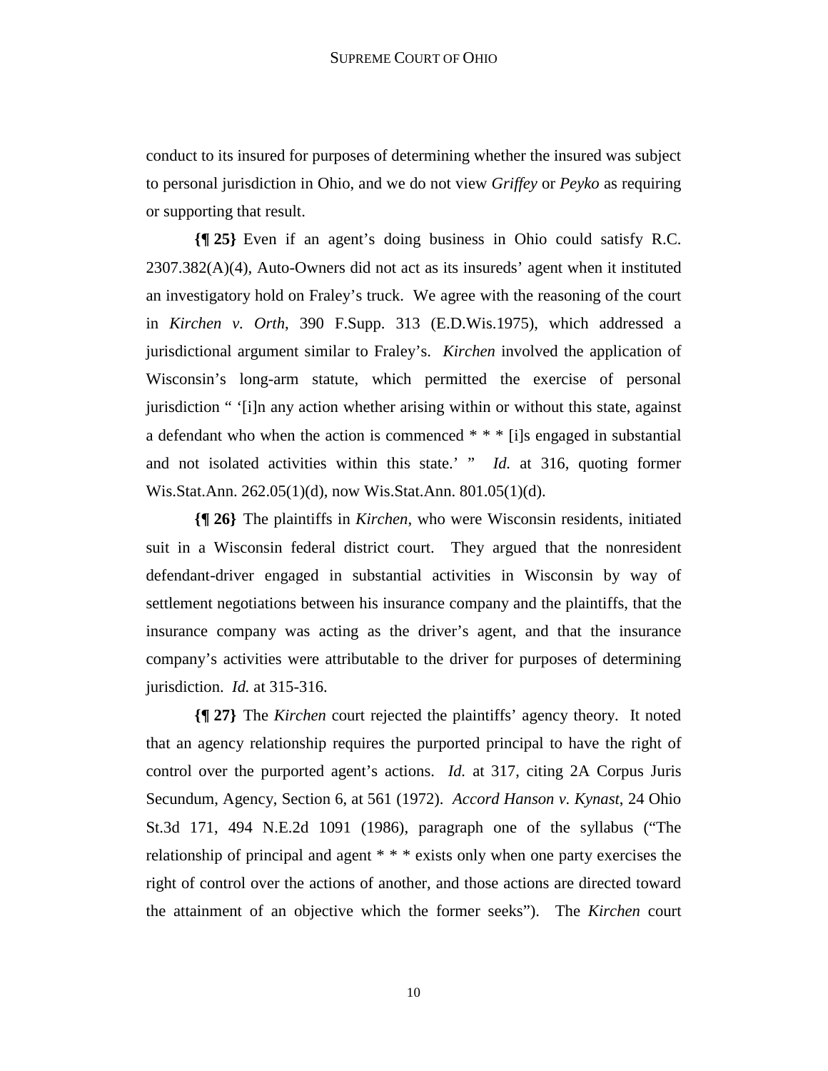conduct to its insured for purposes of determining whether the insured was subject to personal jurisdiction in Ohio, and we do not view *Griffey* or *Peyko* as requiring or supporting that result.

**{¶ 25}** Even if an agent's doing business in Ohio could satisfy R.C. 2307.382(A)(4), Auto-Owners did not act as its insureds' agent when it instituted an investigatory hold on Fraley's truck. We agree with the reasoning of the court in *Kirchen v. Orth*, 390 F.Supp. 313 (E.D.Wis.1975), which addressed a jurisdictional argument similar to Fraley's. *Kirchen* involved the application of Wisconsin's long-arm statute, which permitted the exercise of personal jurisdiction " '[i]n any action whether arising within or without this state, against a defendant who when the action is commenced * * * [i]s engaged in substantial and not isolated activities within this state.' " *Id.* at 316, quoting former Wis.Stat.Ann. 262.05(1)(d), now Wis.Stat.Ann. 801.05(1)(d).

**{¶ 26}** The plaintiffs in *Kirchen*, who were Wisconsin residents, initiated suit in a Wisconsin federal district court. They argued that the nonresident defendant-driver engaged in substantial activities in Wisconsin by way of settlement negotiations between his insurance company and the plaintiffs, that the insurance company was acting as the driver's agent, and that the insurance company's activities were attributable to the driver for purposes of determining jurisdiction. *Id.* at 315-316.

**{¶ 27}** The *Kirchen* court rejected the plaintiffs' agency theory. It noted that an agency relationship requires the purported principal to have the right of control over the purported agent's actions. *Id.* at 317, citing 2A Corpus Juris Secundum, Agency, Section 6, at 561 (1972). *Accord Hanson v. Kynast*, 24 Ohio St.3d 171, 494 N.E.2d 1091 (1986), paragraph one of the syllabus ("The relationship of principal and agent * * * exists only when one party exercises the right of control over the actions of another, and those actions are directed toward the attainment of an objective which the former seeks"). The *Kirchen* court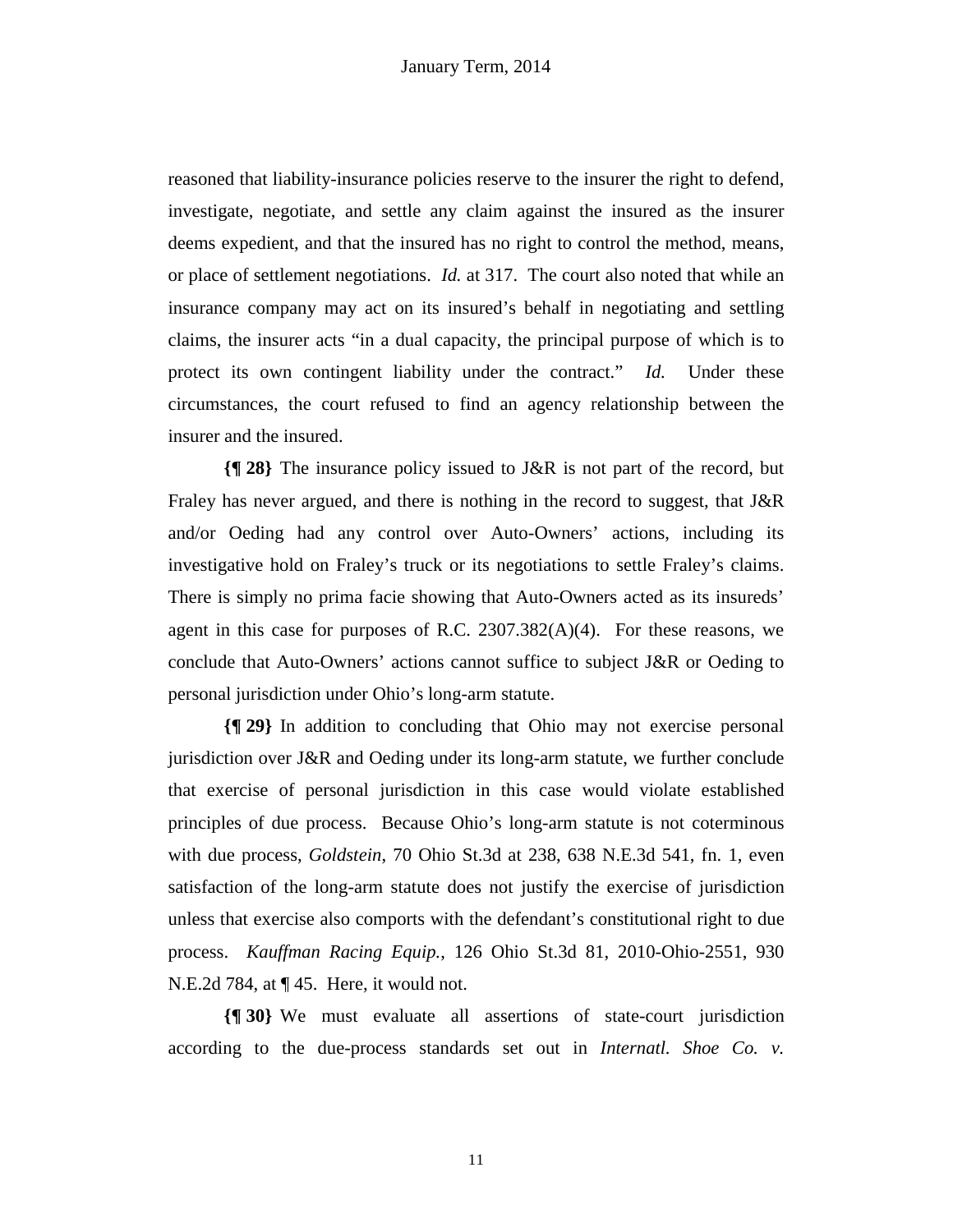reasoned that liability-insurance policies reserve to the insurer the right to defend, investigate, negotiate, and settle any claim against the insured as the insurer deems expedient, and that the insured has no right to control the method, means, or place of settlement negotiations. *Id.* at 317. The court also noted that while an insurance company may act on its insured's behalf in negotiating and settling claims, the insurer acts "in a dual capacity, the principal purpose of which is to protect its own contingent liability under the contract." *Id.* Under these circumstances, the court refused to find an agency relationship between the insurer and the insured.

**{¶ 28}** The insurance policy issued to J&R is not part of the record, but Fraley has never argued, and there is nothing in the record to suggest, that J&R and/or Oeding had any control over Auto-Owners' actions, including its investigative hold on Fraley's truck or its negotiations to settle Fraley's claims. There is simply no prima facie showing that Auto-Owners acted as its insureds' agent in this case for purposes of R.C. 2307.382(A)(4). For these reasons, we conclude that Auto-Owners' actions cannot suffice to subject J&R or Oeding to personal jurisdiction under Ohio's long-arm statute.

**{¶ 29}** In addition to concluding that Ohio may not exercise personal jurisdiction over J&R and Oeding under its long-arm statute, we further conclude that exercise of personal jurisdiction in this case would violate established principles of due process. Because Ohio's long-arm statute is not coterminous with due process, *Goldstein*, 70 Ohio St.3d at 238, 638 N.E.3d 541, fn. 1, even satisfaction of the long-arm statute does not justify the exercise of jurisdiction unless that exercise also comports with the defendant's constitutional right to due process. *Kauffman Racing Equip.*, 126 Ohio St.3d 81, 2010-Ohio-2551, 930 N.E.2d 784, at ¶ 45. Here, it would not.

**{¶ 30}** We must evaluate all assertions of state-court jurisdiction according to the due-process standards set out in *Internatl. Shoe Co. v.*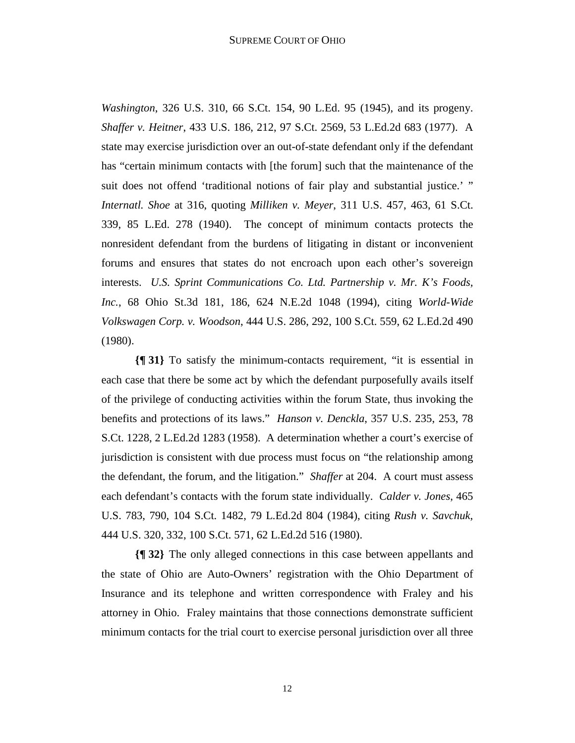*Washington*, 326 U.S. 310, 66 S.Ct. 154, 90 L.Ed. 95 (1945), and its progeny. *Shaffer v. Heitner*, 433 U.S. 186, 212, 97 S.Ct. 2569, 53 L.Ed.2d 683 (1977). A state may exercise jurisdiction over an out-of-state defendant only if the defendant has "certain minimum contacts with [the forum] such that the maintenance of the suit does not offend 'traditional notions of fair play and substantial justice.' " *Internatl. Shoe* at 316, quoting *Milliken v. Meyer*, 311 U.S. 457, 463, 61 S.Ct. 339, 85 L.Ed. 278 (1940). The concept of minimum contacts protects the nonresident defendant from the burdens of litigating in distant or inconvenient forums and ensures that states do not encroach upon each other's sovereign interests. *U.S. Sprint Communications Co. Ltd. Partnership v. Mr. K's Foods, Inc.*, 68 Ohio St.3d 181, 186, 624 N.E.2d 1048 (1994), citing *World-Wide Volkswagen Corp. v. Woodson*, 444 U.S. 286, 292, 100 S.Ct. 559, 62 L.Ed.2d 490 (1980).

**{¶ 31}** To satisfy the minimum-contacts requirement, "it is essential in each case that there be some act by which the defendant purposefully avails itself of the privilege of conducting activities within the forum State, thus invoking the benefits and protections of its laws." *Hanson v. Denckla*, 357 U.S. 235, 253, 78 S.Ct. 1228, 2 L.Ed.2d 1283 (1958). A determination whether a court's exercise of jurisdiction is consistent with due process must focus on "the relationship among the defendant, the forum, and the litigation." *Shaffer* at 204. A court must assess each defendant's contacts with the forum state individually. *Calder v. Jones*, 465 U.S. 783, 790, 104 S.Ct. 1482, 79 L.Ed.2d 804 (1984), citing *Rush v. Savchuk*, 444 U.S. 320, 332, 100 S.Ct. 571, 62 L.Ed.2d 516 (1980).

**{¶ 32}** The only alleged connections in this case between appellants and the state of Ohio are Auto-Owners' registration with the Ohio Department of Insurance and its telephone and written correspondence with Fraley and his attorney in Ohio. Fraley maintains that those connections demonstrate sufficient minimum contacts for the trial court to exercise personal jurisdiction over all three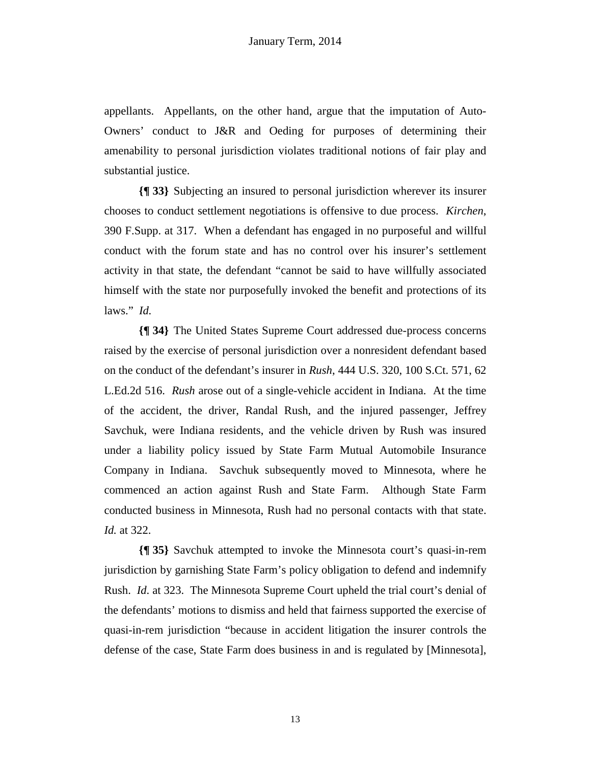appellants. Appellants, on the other hand, argue that the imputation of Auto-Owners' conduct to J&R and Oeding for purposes of determining their amenability to personal jurisdiction violates traditional notions of fair play and substantial justice.

**{¶ 33}** Subjecting an insured to personal jurisdiction wherever its insurer chooses to conduct settlement negotiations is offensive to due process. *Kirchen*, 390 F.Supp. at 317. When a defendant has engaged in no purposeful and willful conduct with the forum state and has no control over his insurer's settlement activity in that state, the defendant "cannot be said to have willfully associated himself with the state nor purposefully invoked the benefit and protections of its laws." *Id.*

**{¶ 34}** The United States Supreme Court addressed due-process concerns raised by the exercise of personal jurisdiction over a nonresident defendant based on the conduct of the defendant's insurer in *Rush*, 444 U.S. 320, 100 S.Ct. 571, 62 L.Ed.2d 516. *Rush* arose out of a single-vehicle accident in Indiana. At the time of the accident, the driver, Randal Rush, and the injured passenger, Jeffrey Savchuk, were Indiana residents, and the vehicle driven by Rush was insured under a liability policy issued by State Farm Mutual Automobile Insurance Company in Indiana. Savchuk subsequently moved to Minnesota, where he commenced an action against Rush and State Farm. Although State Farm conducted business in Minnesota, Rush had no personal contacts with that state. *Id.* at 322.

**{¶ 35}** Savchuk attempted to invoke the Minnesota court's quasi-in-rem jurisdiction by garnishing State Farm's policy obligation to defend and indemnify Rush. *Id*. at 323. The Minnesota Supreme Court upheld the trial court's denial of the defendants' motions to dismiss and held that fairness supported the exercise of quasi-in-rem jurisdiction "because in accident litigation the insurer controls the defense of the case, State Farm does business in and is regulated by [Minnesota],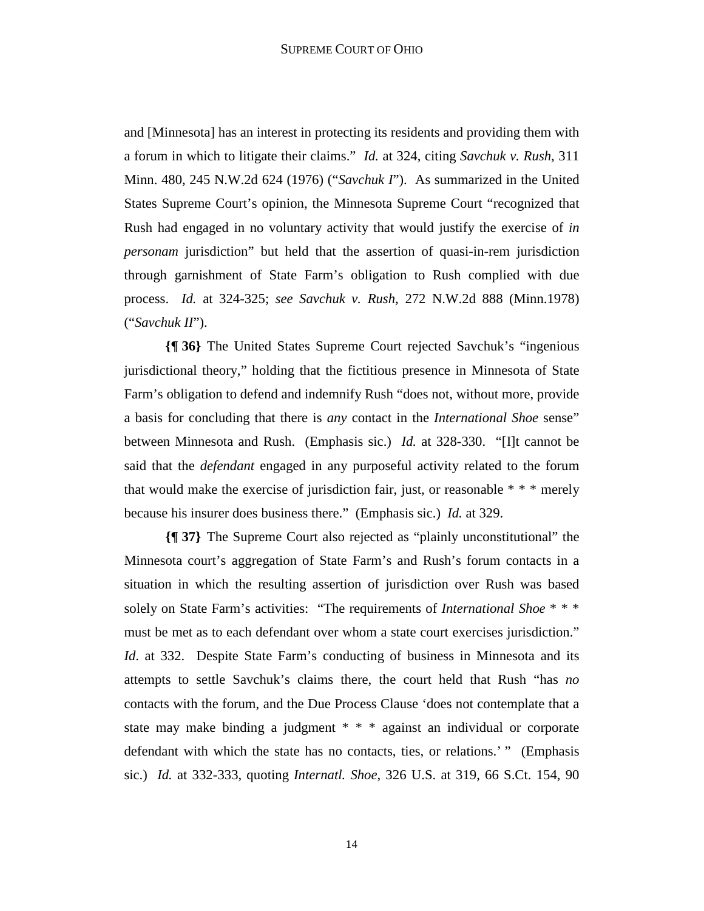and [Minnesota] has an interest in protecting its residents and providing them with a forum in which to litigate their claims." *Id.* at 324, citing *Savchuk v. Rush*, 311 Minn. 480, 245 N.W.2d 624 (1976) ("*Savchuk I*"). As summarized in the United States Supreme Court's opinion, the Minnesota Supreme Court "recognized that Rush had engaged in no voluntary activity that would justify the exercise of *in personam* jurisdiction" but held that the assertion of quasi-in-rem jurisdiction through garnishment of State Farm's obligation to Rush complied with due process. *Id.* at 324-325; *see Savchuk v. Rush*, 272 N.W.2d 888 (Minn.1978) ("*Savchuk II*").

**{¶ 36}** The United States Supreme Court rejected Savchuk's "ingenious jurisdictional theory," holding that the fictitious presence in Minnesota of State Farm's obligation to defend and indemnify Rush "does not, without more, provide a basis for concluding that there is *any* contact in the *International Shoe* sense" between Minnesota and Rush. (Emphasis sic.) *Id.* at 328-330. "[I]t cannot be said that the *defendant* engaged in any purposeful activity related to the forum that would make the exercise of jurisdiction fair, just, or reasonable * * * merely because his insurer does business there." (Emphasis sic.) *Id.* at 329.

**{¶ 37}** The Supreme Court also rejected as "plainly unconstitutional" the Minnesota court's aggregation of State Farm's and Rush's forum contacts in a situation in which the resulting assertion of jurisdiction over Rush was based solely on State Farm's activities: "The requirements of *International Shoe* * * * must be met as to each defendant over whom a state court exercises jurisdiction." *Id*. at 332. Despite State Farm's conducting of business in Minnesota and its attempts to settle Savchuk's claims there, the court held that Rush "has *no* contacts with the forum, and the Due Process Clause 'does not contemplate that a state may make binding a judgment * * * against an individual or corporate defendant with which the state has no contacts, ties, or relations.' " (Emphasis sic.) *Id.* at 332-333, quoting *Internatl. Shoe*, 326 U.S. at 319, 66 S.Ct. 154, 90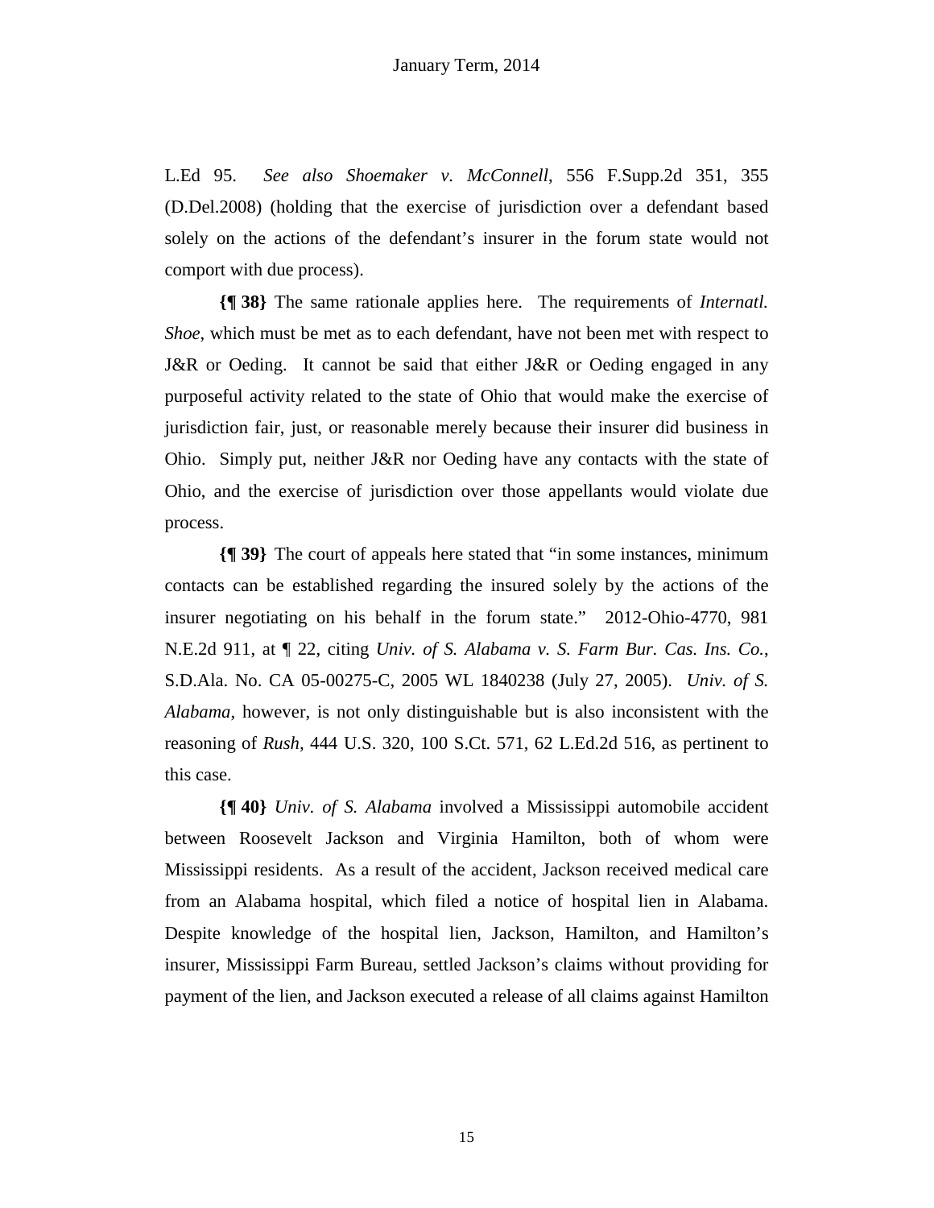L.Ed 95. *See also Shoemaker v. McConnell*, 556 F.Supp.2d 351, 355 (D.Del.2008) (holding that the exercise of jurisdiction over a defendant based solely on the actions of the defendant's insurer in the forum state would not comport with due process).

**{¶ 38}** The same rationale applies here. The requirements of *Internatl. Shoe*, which must be met as to each defendant, have not been met with respect to J&R or Oeding. It cannot be said that either J&R or Oeding engaged in any purposeful activity related to the state of Ohio that would make the exercise of jurisdiction fair, just, or reasonable merely because their insurer did business in Ohio. Simply put, neither J&R nor Oeding have any contacts with the state of Ohio, and the exercise of jurisdiction over those appellants would violate due process.

**{¶ 39}** The court of appeals here stated that "in some instances, minimum contacts can be established regarding the insured solely by the actions of the insurer negotiating on his behalf in the forum state." 2012-Ohio-4770, 981 N.E.2d 911, at ¶ 22, citing *Univ. of S. Alabama v. S. Farm Bur. Cas. Ins. Co.*, S.D.Ala. No. CA 05-00275-C, 2005 WL 1840238 (July 27, 2005). *Univ. of S. Alabama*, however, is not only distinguishable but is also inconsistent with the reasoning of *Rush*, 444 U.S. 320, 100 S.Ct. 571, 62 L.Ed.2d 516, as pertinent to this case.

**{¶ 40}** *Univ. of S. Alabama* involved a Mississippi automobile accident between Roosevelt Jackson and Virginia Hamilton, both of whom were Mississippi residents. As a result of the accident, Jackson received medical care from an Alabama hospital, which filed a notice of hospital lien in Alabama. Despite knowledge of the hospital lien, Jackson, Hamilton, and Hamilton's insurer, Mississippi Farm Bureau, settled Jackson's claims without providing for payment of the lien, and Jackson executed a release of all claims against Hamilton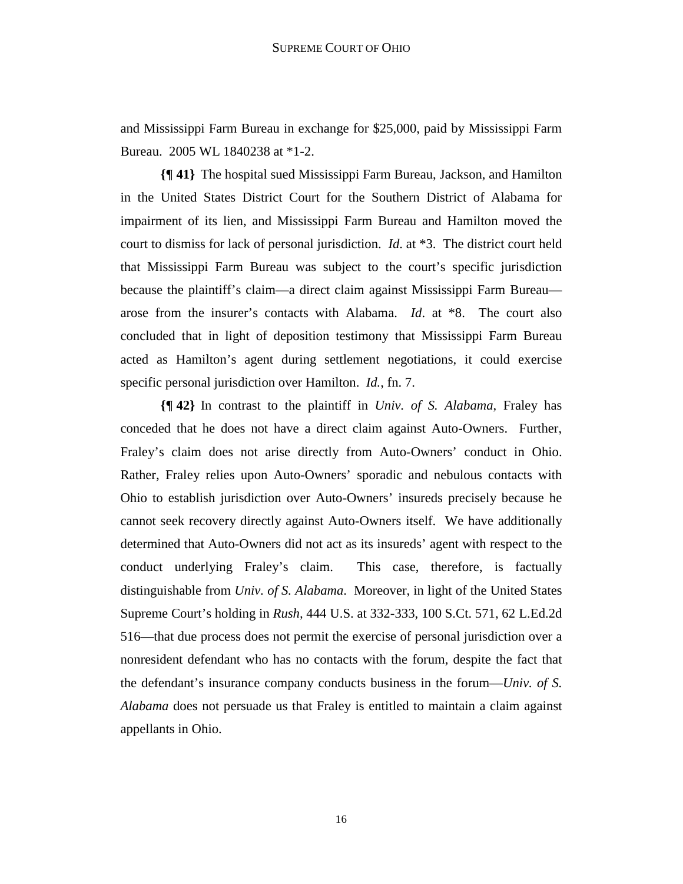and Mississippi Farm Bureau in exchange for $25,000, paid by Mississippi Farm Bureau. 2005 WL 1840238 at *1-2.

**{¶ 41}** The hospital sued Mississippi Farm Bureau, Jackson, and Hamilton in the United States District Court for the Southern District of Alabama for impairment of its lien, and Mississippi Farm Bureau and Hamilton moved the court to dismiss for lack of personal jurisdiction. *Id*. at *3. The district court held that Mississippi Farm Bureau was subject to the court's specific jurisdiction because the plaintiff's claim—a direct claim against Mississippi Farm Bureau—arose from the insurer's contacts with Alabama. *Id*. at *8. The court also concluded that in light of deposition testimony that Mississippi Farm Bureau acted as Hamilton's agent during settlement negotiations, it could exercise specific personal jurisdiction over Hamilton. *Id.*, fn. 7.

**{¶ 42}** In contrast to the plaintiff in *Univ. of S. Alabama*, Fraley has conceded that he does not have a direct claim against Auto-Owners. Further, Fraley's claim does not arise directly from Auto-Owners' conduct in Ohio. Rather, Fraley relies upon Auto-Owners' sporadic and nebulous contacts with Ohio to establish jurisdiction over Auto-Owners' insureds precisely because he cannot seek recovery directly against Auto-Owners itself. We have additionally determined that Auto-Owners did not act as its insureds' agent with respect to the conduct underlying Fraley's claim. This case, therefore, is factually distinguishable from *Univ. of S. Alabama*. Moreover, in light of the United States Supreme Court's holding in *Rush*, 444 U.S. at 332-333, 100 S.Ct. 571, 62 L.Ed.2d 516—that due process does not permit the exercise of personal jurisdiction over a nonresident defendant who has no contacts with the forum, despite the fact that the defendant's insurance company conducts business in the forum—*Univ. of S. Alabama* does not persuade us that Fraley is entitled to maintain a claim against appellants in Ohio.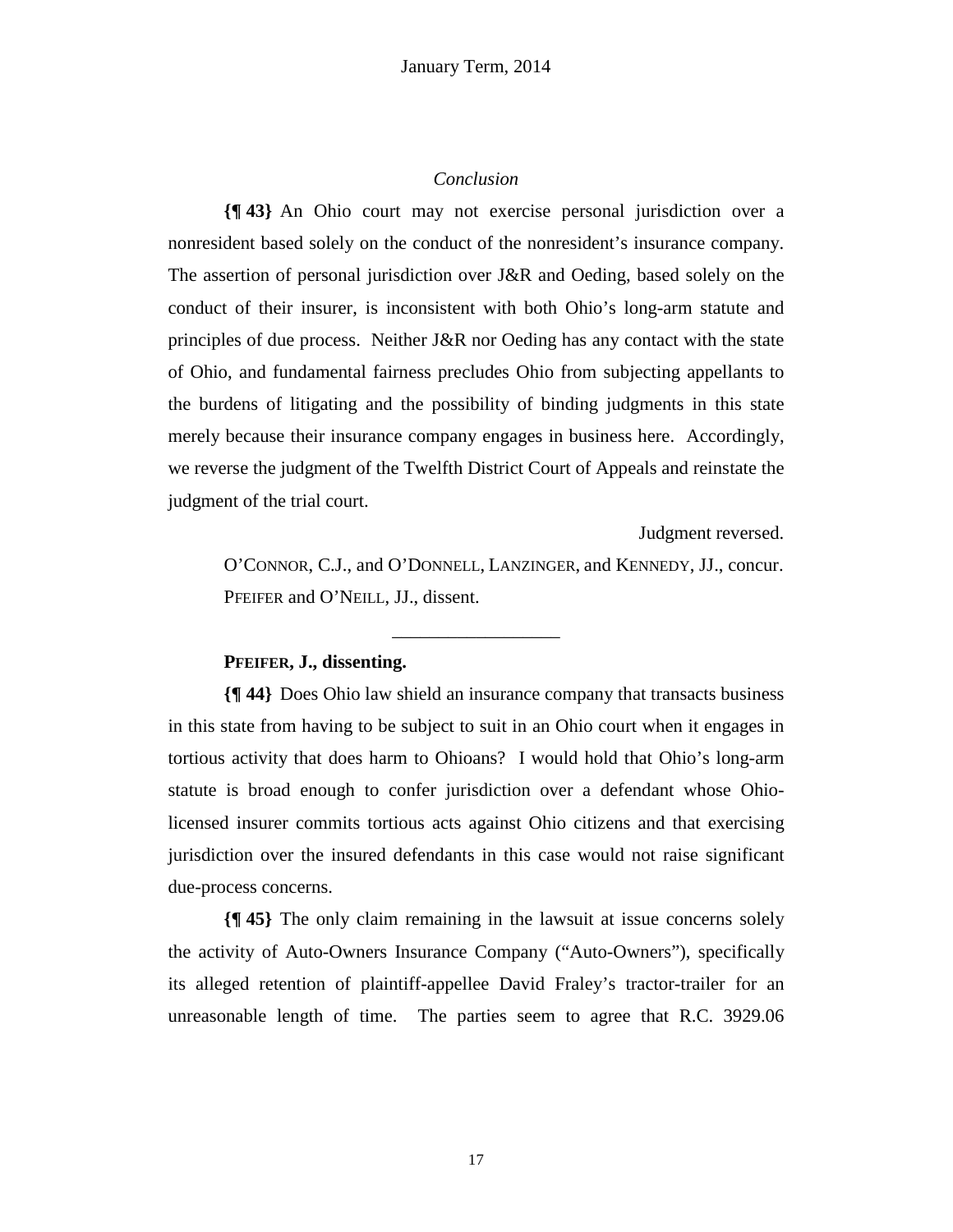*Conclusion*

**{¶ 43}** An Ohio court may not exercise personal jurisdiction over a nonresident based solely on the conduct of the nonresident's insurance company. The assertion of personal jurisdiction over J&R and Oeding, based solely on the conduct of their insurer, is inconsistent with both Ohio's long-arm statute and principles of due process. Neither J&R nor Oeding has any contact with the state of Ohio, and fundamental fairness precludes Ohio from subjecting appellants to the burdens of litigating and the possibility of binding judgments in this state merely because their insurance company engages in business here. Accordingly, we reverse the judgment of the Twelfth District Court of Appeals and reinstate the judgment of the trial court.

Judgment reversed.

O'CONNOR, C.J., and O'DONNELL, LANZINGER, and KENNEDY, JJ., concur.
PFEIFER and O'NEILL, JJ., dissent.

---

**PFEIFER, J., dissenting.**

**{¶ 44}** Does Ohio law shield an insurance company that transacts business in this state from having to be subject to suit in an Ohio court when it engages in tortious activity that does harm to Ohioans? I would hold that Ohio's long-arm statute is broad enough to confer jurisdiction over a defendant whose Ohio-licensed insurer commits tortious acts against Ohio citizens and that exercising jurisdiction over the insured defendants in this case would not raise significant due-process concerns.

**{¶ 45}** The only claim remaining in the lawsuit at issue concerns solely the activity of Auto-Owners Insurance Company ("Auto-Owners"), specifically its alleged retention of plaintiff-appellee David Fraley's tractor-trailer for an unreasonable length of time. The parties seem to agree that R.C. 3929.06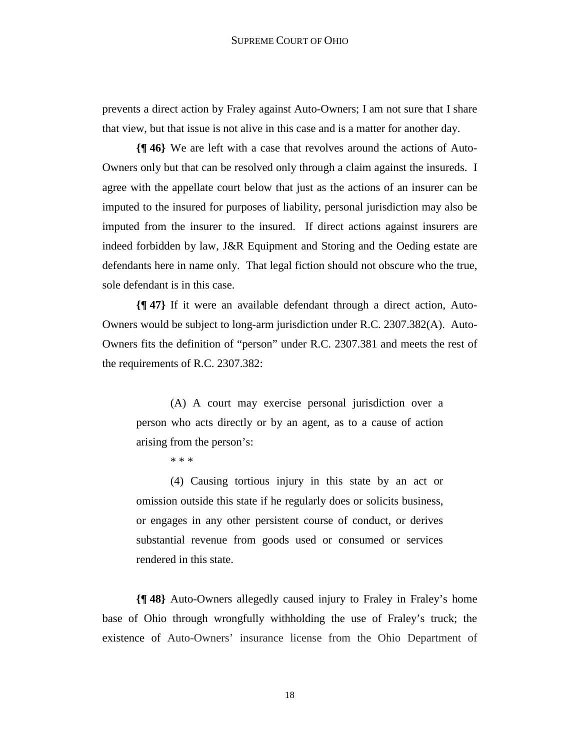prevents a direct action by Fraley against Auto-Owners; I am not sure that I share that view, but that issue is not alive in this case and is a matter for another day.

**{¶ 46}** We are left with a case that revolves around the actions of Auto-Owners only but that can be resolved only through a claim against the insureds. I agree with the appellate court below that just as the actions of an insurer can be imputed to the insured for purposes of liability, personal jurisdiction may also be imputed from the insurer to the insured. If direct actions against insurers are indeed forbidden by law, J&R Equipment and Storing and the Oeding estate are defendants here in name only. That legal fiction should not obscure who the true, sole defendant is in this case.

**{¶ 47}** If it were an available defendant through a direct action, Auto-Owners would be subject to long-arm jurisdiction under R.C. 2307.382(A). Auto-Owners fits the definition of "person" under R.C. 2307.381 and meets the rest of the requirements of R.C. 2307.382:

> (A) A court may exercise personal jurisdiction over a person who acts directly or by an agent, as to a cause of action arising from the person's:
>
> * * *
>
> (4) Causing tortious injury in this state by an act or omission outside this state if he regularly does or solicits business, or engages in any other persistent course of conduct, or derives substantial revenue from goods used or consumed or services rendered in this state.

**{¶ 48}** Auto-Owners allegedly caused injury to Fraley in Fraley's home base of Ohio through wrongfully withholding the use of Fraley's truck; the existence of Auto-Owners' insurance license from the Ohio Department of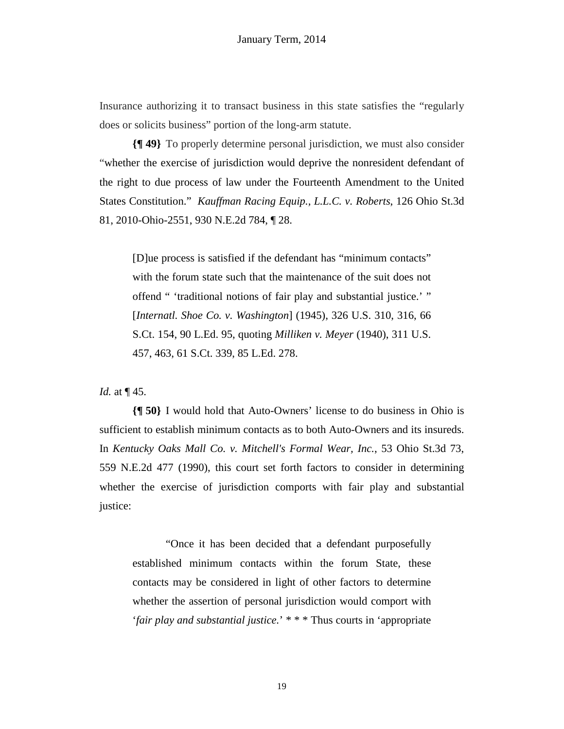Insurance authorizing it to transact business in this state satisfies the "regularly does or solicits business" portion of the long-arm statute.

**{¶ 49}** To properly determine personal jurisdiction, we must also consider "whether the exercise of jurisdiction would deprive the nonresident defendant of the right to due process of law under the Fourteenth Amendment to the United States Constitution." *Kauffman Racing Equip., L.L.C. v. Roberts*, 126 Ohio St.3d 81, 2010-Ohio-2551, 930 N.E.2d 784, ¶ 28.

> [D]ue process is satisfied if the defendant has "minimum contacts" with the forum state such that the maintenance of the suit does not offend " 'traditional notions of fair play and substantial justice.' " [*Internatl. Shoe Co. v. Washington*] (1945), 326 U.S. 310, 316, 66 S.Ct. 154, 90 L.Ed. 95, quoting *Milliken v. Meyer* (1940), 311 U.S. 457, 463, 61 S.Ct. 339, 85 L.Ed. 278.

*Id.* at ¶ 45.

**{¶ 50}** I would hold that Auto-Owners' license to do business in Ohio is sufficient to establish minimum contacts as to both Auto-Owners and its insureds. In *Kentucky Oaks Mall Co. v. Mitchell's Formal Wear, Inc.*, 53 Ohio St.3d 73, 559 N.E.2d 477 (1990), this court set forth factors to consider in determining whether the exercise of jurisdiction comports with fair play and substantial justice:

> "Once it has been decided that a defendant purposefully established minimum contacts within the forum State, these contacts may be considered in light of other factors to determine whether the assertion of personal jurisdiction would comport with '*fair play and substantial justice.*' * * * Thus courts in 'appropriate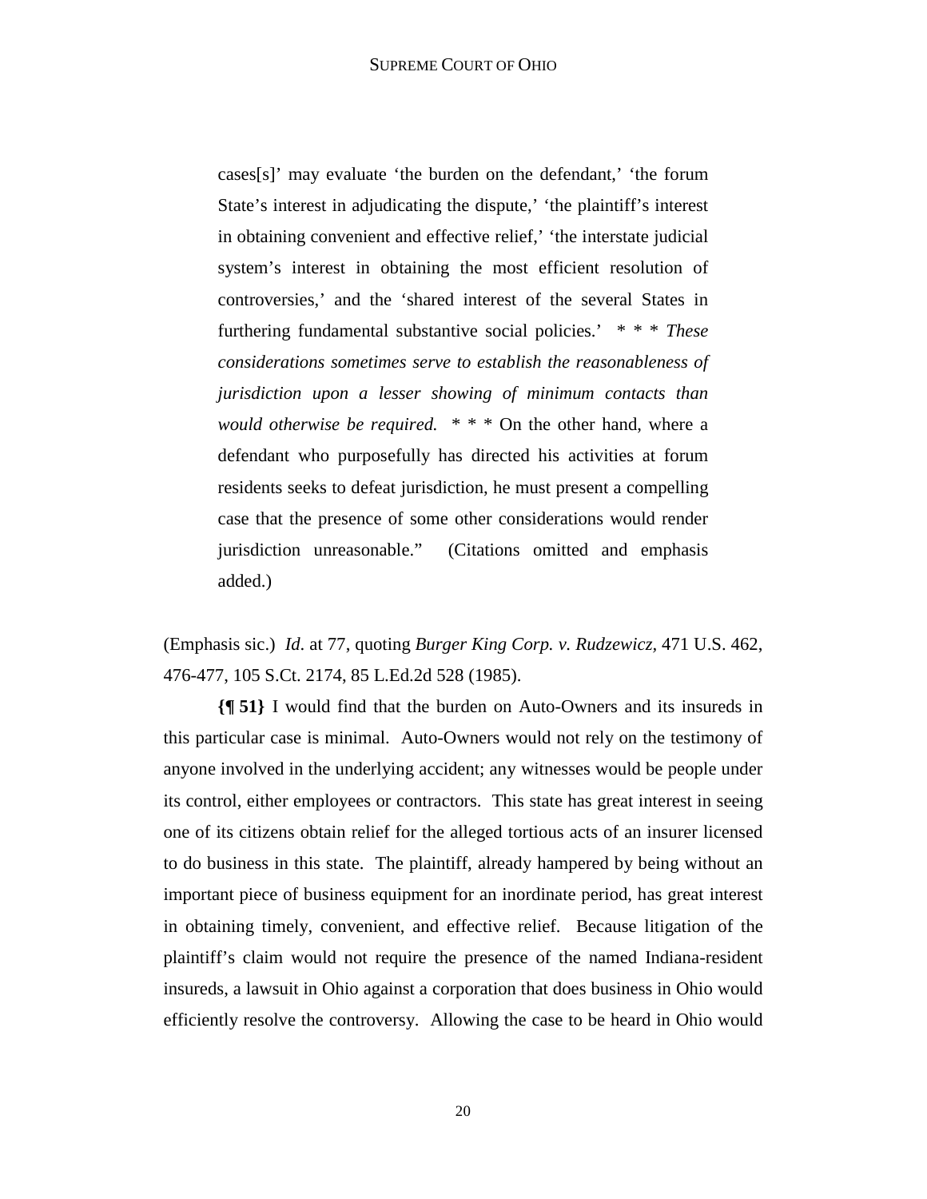> cases[s]' may evaluate 'the burden on the defendant,' 'the forum State's interest in adjudicating the dispute,' 'the plaintiff's interest in obtaining convenient and effective relief,' 'the interstate judicial system's interest in obtaining the most efficient resolution of controversies,' and the 'shared interest of the several States in furthering fundamental substantive social policies.' * * * *These considerations sometimes serve to establish the reasonableness of jurisdiction upon a lesser showing of minimum contacts than would otherwise be required.* * * * On the other hand, where a defendant who purposefully has directed his activities at forum residents seeks to defeat jurisdiction, he must present a compelling case that the presence of some other considerations would render jurisdiction unreasonable." (Citations omitted and emphasis added.)

(Emphasis sic.) *Id.* at 77, quoting *Burger King Corp. v. Rudzewicz,* 471 U.S. 462, 476-477, 105 S.Ct. 2174, 85 L.Ed.2d 528 (1985).

**{¶ 51}** I would find that the burden on Auto-Owners and its insureds in this particular case is minimal. Auto-Owners would not rely on the testimony of anyone involved in the underlying accident; any witnesses would be people under its control, either employees or contractors. This state has great interest in seeing one of its citizens obtain relief for the alleged tortious acts of an insurer licensed to do business in this state. The plaintiff, already hampered by being without an important piece of business equipment for an inordinate period, has great interest in obtaining timely, convenient, and effective relief. Because litigation of the plaintiff's claim would not require the presence of the named Indiana-resident insureds, a lawsuit in Ohio against a corporation that does business in Ohio would efficiently resolve the controversy. Allowing the case to be heard in Ohio would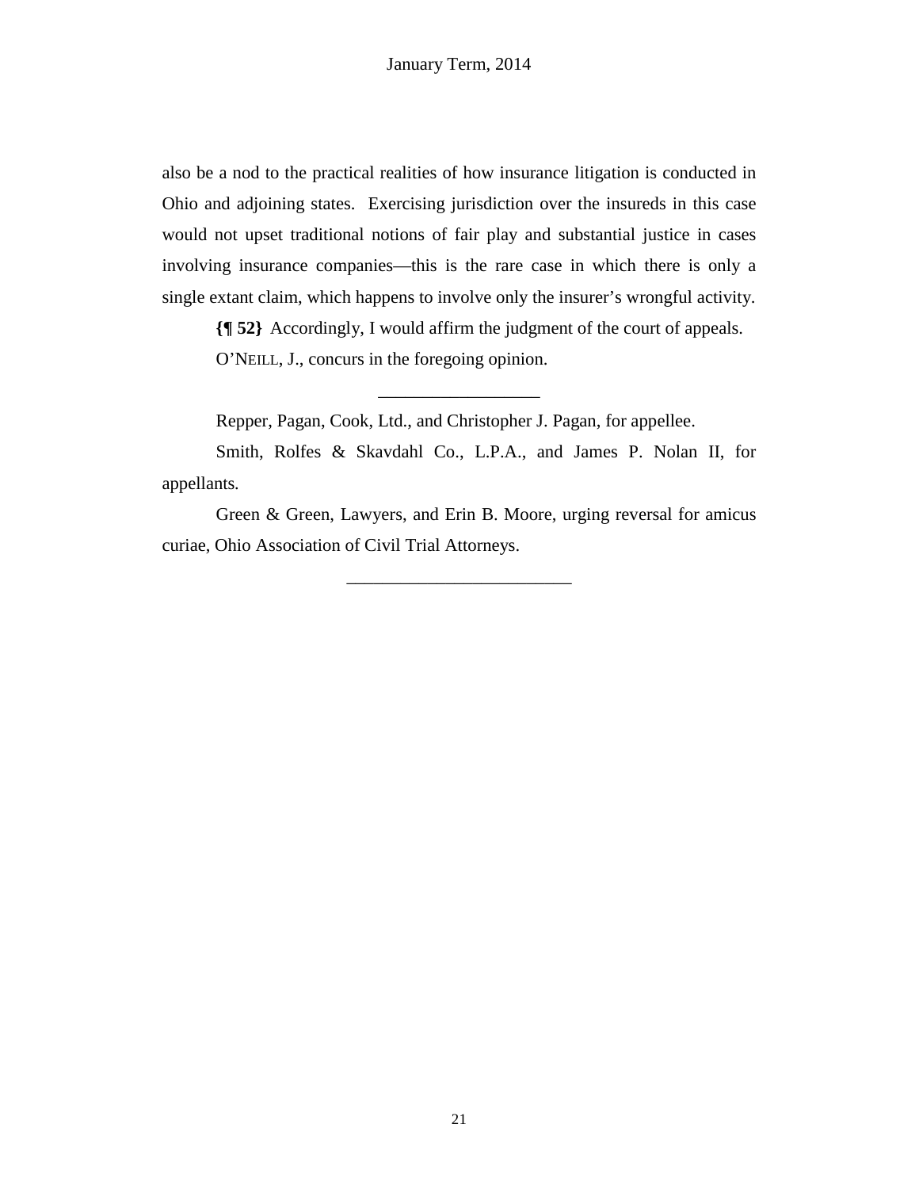also be a nod to the practical realities of how insurance litigation is conducted in Ohio and adjoining states. Exercising jurisdiction over the insureds in this case would not upset traditional notions of fair play and substantial justice in cases involving insurance companies—this is the rare case in which there is only a single extant claim, which happens to involve only the insurer's wrongful activity.

**{¶ 52}** Accordingly, I would affirm the judgment of the court of appeals.

O'NEILL, J., concurs in the foregoing opinion.

---

Repper, Pagan, Cook, Ltd., and Christopher J. Pagan, for appellee.

Smith, Rolfes & Skavdahl Co., L.P.A., and James P. Nolan II, for appellants.

Green & Green, Lawyers, and Erin B. Moore, urging reversal for amicus curiae, Ohio Association of Civil Trial Attorneys.

---